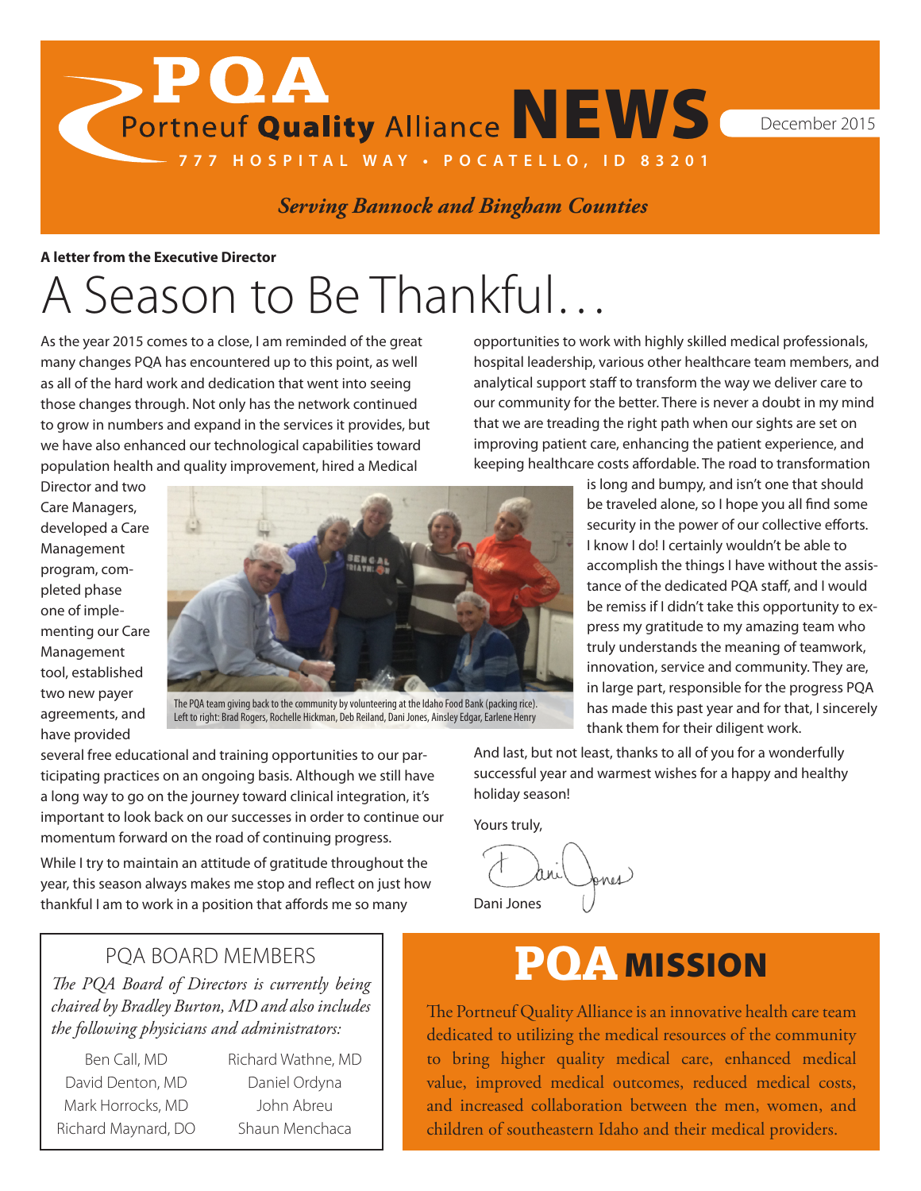# PQA Portneuf Quality Alliance NEWS

December 2015

777 HOSPITAL WAY • POCATELLO, ID 83201

*Serving Bannock and Bingham Counties*

**A letter from the Executive Director**

# A Season to Be Thankful…

As the year 2015 comes to a close, I am reminded of the great many changes PQA has encountered up to this point, as well as all of the hard work and dedication that went into seeing those changes through. Not only has the network continued to grow in numbers and expand in the services it provides, but we have also enhanced our technological capabilities toward population health and quality improvement, hired a Medical Director and two Care Managers, developed a Care Management program, completed phase one of implementing our Care Management tool, established two new payer agreements, and have provided several free educational and training opportunities to our participating practices on an ongoing basis. Although we still have a long way to go on the journey toward clinical integration, it's important to look back on our successes in order to continue our momentum forward on the road of continuing progress.

The PQA team giving back to the community by volunteering at the Idaho Food Bank (packing rice). Left to right: Brad Rogers, Rochelle Hickman, Deb Reiland, Dani Jones, Ainsley Edgar, Earlene Henry

While I try to maintain an attitude of gratitude throughout the year, this season always makes me stop and reflect on just how thankful I am to work in a position that affords me so many opportunities to work with highly skilled medical professionals, hospital leadership, various other healthcare team members, and analytical support staff to transform the way we deliver care to our community for the better. There is never a doubt in my mind that we are treading the right path when our sights are set on improving patient care, enhancing the patient experience, and keeping healthcare costs affordable. The road to transformation is long and bumpy, and isn't one that should be traveled alone, so I hope you all find some security in the power of our collective efforts. I know I do! I certainly wouldn't be able to accomplish the things I have without the assistance of the dedicated PQA staff, and I would be remiss if I didn't take this opportunity to express my gratitude to my amazing team who truly understands the meaning of teamwork, innovation, service and community. They are, in large part, responsible for the progress PQA has made this past year and for that, I sincerely thank them for their diligent work.

And last, but not least, thanks to all of you for a wonderfully successful year and warmest wishes for a happy and healthy holiday season!

Yours truly,

Dani Jones

## PQA BOARD MEMBERS

*The PQA Board of Directors is currently being chaired by Bradley Burton, MD and also includes the following physicians and administrators:*

| | |
|---|---|
| Ben Call, MD | Richard Wathne, MD |
| David Denton, MD | Daniel Ordyna |
| Mark Horrocks, MD | John Abreu |
| Richard Maynard, DO | Shaun Menchaca |

## PQA MISSION

The Portneuf Quality Alliance is an innovative health care team dedicated to utilizing the medical resources of the community to bring higher quality medical care, enhanced medical value, improved medical outcomes, reduced medical costs, and increased collaboration between the men, women, and children of southeastern Idaho and their medical providers.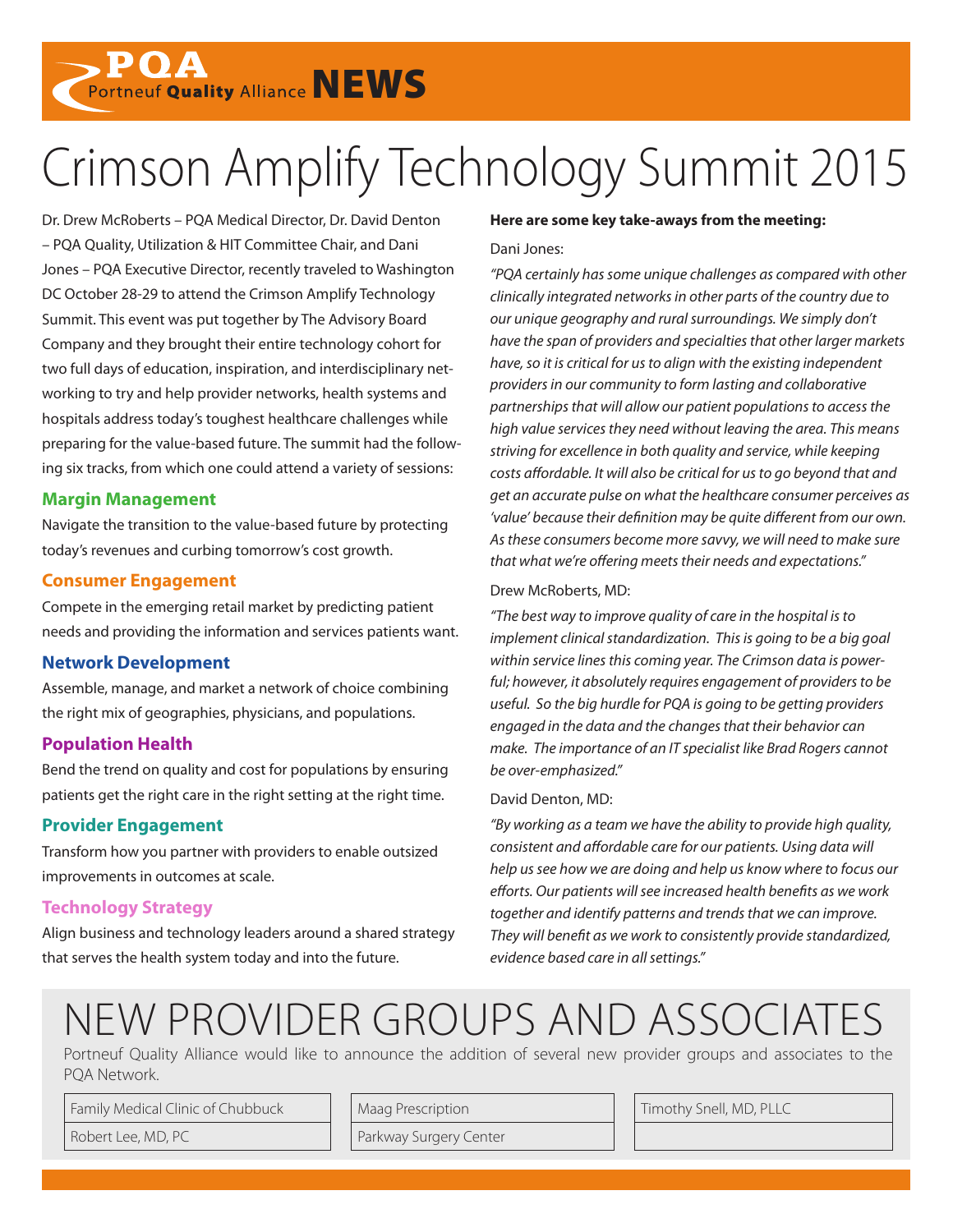# PQA Portneuf Quality Alliance NEWS

# Crimson Amplify Technology Summit 2015

Dr. Drew McRoberts – PQA Medical Director, Dr. David Denton – PQA Quality, Utilization & HIT Committee Chair, and Dani Jones – PQA Executive Director, recently traveled to Washington DC October 28-29 to attend the Crimson Amplify Technology Summit. This event was put together by The Advisory Board Company and they brought their entire technology cohort for two full days of education, inspiration, and interdisciplinary networking to try and help provider networks, health systems and hospitals address today's toughest healthcare challenges while preparing for the value-based future. The summit had the following six tracks, from which one could attend a variety of sessions:

### Margin Management

Navigate the transition to the value-based future by protecting today's revenues and curbing tomorrow's cost growth.

### Consumer Engagement

Compete in the emerging retail market by predicting patient needs and providing the information and services patients want.

### Network Development

Assemble, manage, and market a network of choice combining the right mix of geographies, physicians, and populations.

### Population Health

Bend the trend on quality and cost for populations by ensuring patients get the right care in the right setting at the right time.

### Provider Engagement

Transform how you partner with providers to enable outsized improvements in outcomes at scale.

### Technology Strategy

Align business and technology leaders around a shared strategy that serves the health system today and into the future.

**Here are some key take-aways from the meeting:**

Dani Jones:

*"PQA certainly has some unique challenges as compared with other clinically integrated networks in other parts of the country due to our unique geography and rural surroundings. We simply don't have the span of providers and specialties that other larger markets have, so it is critical for us to align with the existing independent providers in our community to form lasting and collaborative partnerships that will allow our patient populations to access the high value services they need without leaving the area. This means striving for excellence in both quality and service, while keeping costs affordable. It will also be critical for us to go beyond that and get an accurate pulse on what the healthcare consumer perceives as 'value' because their definition may be quite different from our own. As these consumers become more savvy, we will need to make sure that what we're offering meets their needs and expectations."*

Drew McRoberts, MD:

*"The best way to improve quality of care in the hospital is to implement clinical standardization. This is going to be a big goal within service lines this coming year. The Crimson data is powerful; however, it absolutely requires engagement of providers to be useful. So the big hurdle for PQA is going to be getting providers engaged in the data and the changes that their behavior can make. The importance of an IT specialist like Brad Rogers cannot be over-emphasized."*

David Denton, MD:

*"By working as a team we have the ability to provide high quality, consistent and affordable care for our patients. Using data will help us see how we are doing and help us know where to focus our efforts. Our patients will see increased health benefits as we work together and identify patterns and trends that we can improve. They will benefit as we work to consistently provide standardized, evidence based care in all settings."*

# NEW PROVIDER GROUPS AND ASSOCIATES

Portneuf Quality Alliance would like to announce the addition of several new provider groups and associates to the PQA Network.

| | | |
|---|---|---|
| Family Medical Clinic of Chubbuck | Maag Prescription | Timothy Snell, MD, PLLC |
| Robert Lee, MD, PC | Parkway Surgery Center | |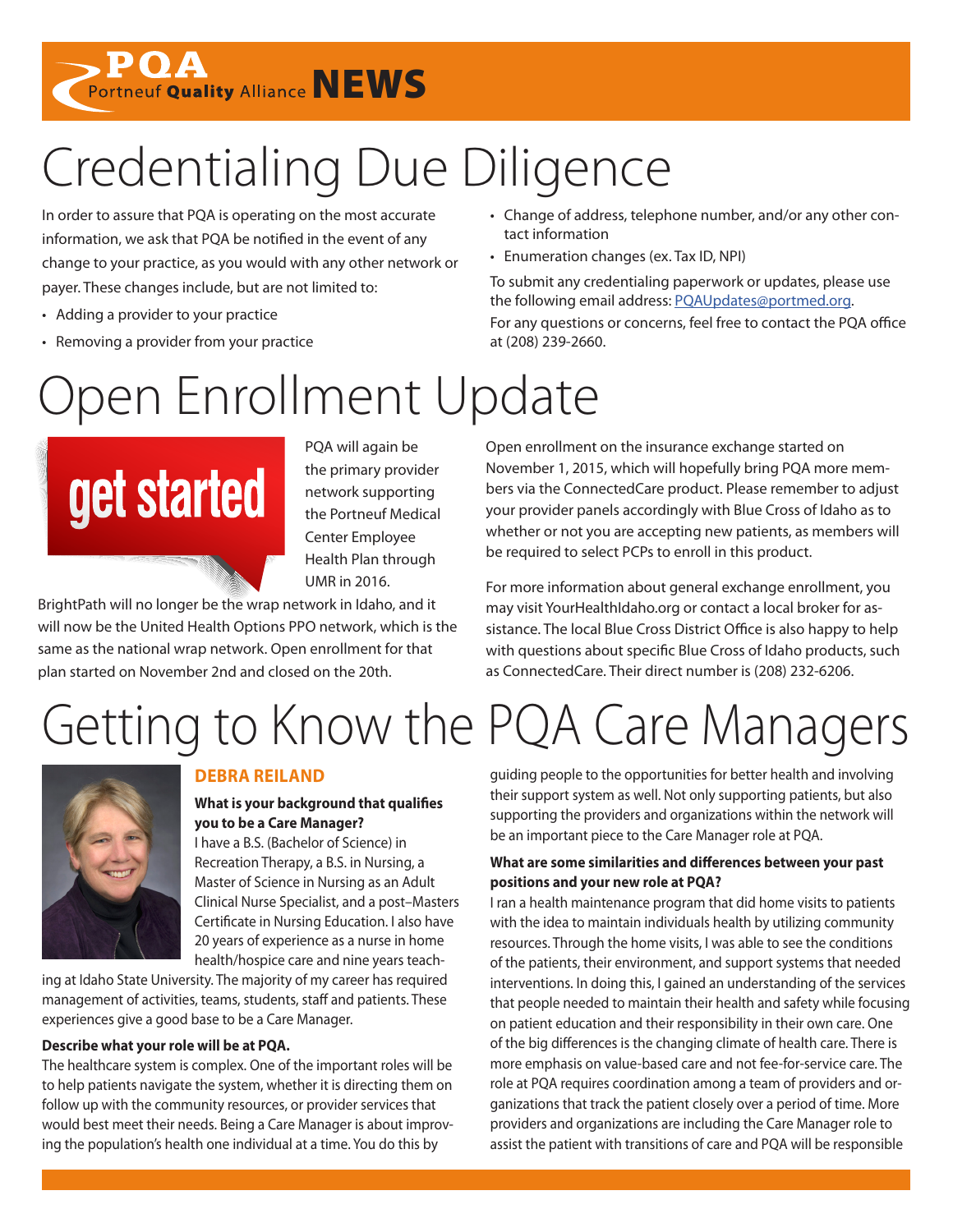# Credentialing Due Diligence

In order to assure that PQA is operating on the most accurate information, we ask that PQA be notified in the event of any change to your practice, as you would with any other network or payer. These changes include, but are not limited to:

- Adding a provider to your practice
- Removing a provider from your practice
- Change of address, telephone number, and/or any other contact information
- Enumeration changes (ex. Tax ID, NPI)

To submit any credentialing paperwork or updates, please use the following email address: PQAUpdates@portmed.org.

For any questions or concerns, feel free to contact the PQA office at (208) 239-2660.

# Open Enrollment Update

PQA will again be the primary provider network supporting the Portneuf Medical Center Employee Health Plan through UMR in 2016. BrightPath will no longer be the wrap network in Idaho, and it will now be the United Health Options PPO network, which is the same as the national wrap network. Open enrollment for that plan started on November 2nd and closed on the 20th.

Open enrollment on the insurance exchange started on November 1, 2015, which will hopefully bring PQA more members via the ConnectedCare product. Please remember to adjust your provider panels accordingly with Blue Cross of Idaho as to whether or not you are accepting new patients, as members will be required to select PCPs to enroll in this product.

For more information about general exchange enrollment, you may visit YourHealthIdaho.org or contact a local broker for assistance. The local Blue Cross District Office is also happy to help with questions about specific Blue Cross of Idaho products, such as ConnectedCare. Their direct number is (208) 232-6206.

# Getting to Know the PQA Care Managers

## DEBRA REILAND

**What is your background that qualifies you to be a Care Manager?**

I have a B.S. (Bachelor of Science) in Recreation Therapy, a B.S. in Nursing, a Master of Science in Nursing as an Adult Clinical Nurse Specialist, and a post–Masters Certificate in Nursing Education. I also have 20 years of experience as a nurse in home health/hospice care and nine years teaching at Idaho State University. The majority of my career has required management of activities, teams, students, staff and patients. These experiences give a good base to be a Care Manager.

**Describe what your role will be at PQA.**

The healthcare system is complex. One of the important roles will be to help patients navigate the system, whether it is directing them on follow up with the community resources, or provider services that would best meet their needs. Being a Care Manager is about improving the population's health one individual at a time. You do this by guiding people to the opportunities for better health and involving their support system as well. Not only supporting patients, but also supporting the providers and organizations within the network will be an important piece to the Care Manager role at PQA.

**What are some similarities and differences between your past positions and your new role at PQA?**

I ran a health maintenance program that did home visits to patients with the idea to maintain individuals health by utilizing community resources. Through the home visits, I was able to see the conditions of the patients, their environment, and support systems that needed interventions. In doing this, I gained an understanding of the services that people needed to maintain their health and safety while focusing on patient education and their responsibility in their own care. One of the big differences is the changing climate of health care. There is more emphasis on value-based care and not fee-for-service care. The role at PQA requires coordination among a team of providers and organizations that track the patient closely over a period of time. More providers and organizations are including the Care Manager role to assist the patient with transitions of care and PQA will be responsible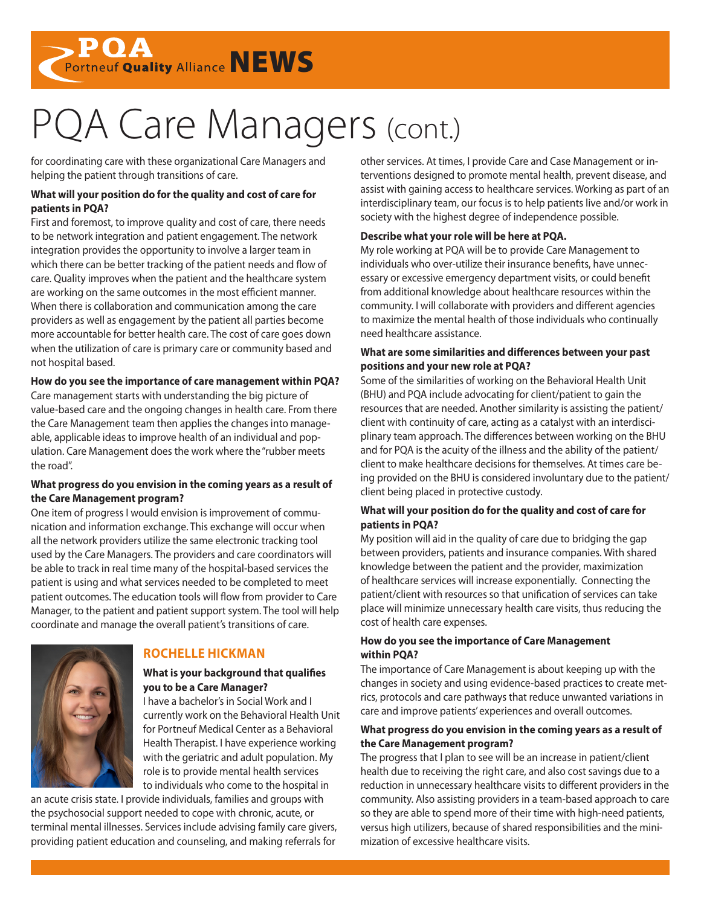# PQA Care Managers (cont.)

for coordinating care with these organizational Care Managers and helping the patient through transitions of care.

**What will your position do for the quality and cost of care for patients in PQA?**

First and foremost, to improve quality and cost of care, there needs to be network integration and patient engagement. The network integration provides the opportunity to involve a larger team in which there can be better tracking of the patient needs and flow of care. Quality improves when the patient and the healthcare system are working on the same outcomes in the most efficient manner. When there is collaboration and communication among the care providers as well as engagement by the patient all parties become more accountable for better health care. The cost of care goes down when the utilization of care is primary care or community based and not hospital based.

**How do you see the importance of care management within PQA?**

Care management starts with understanding the big picture of value-based care and the ongoing changes in health care. From there the Care Management team then applies the changes into manageable, applicable ideas to improve health of an individual and population. Care Management does the work where the "rubber meets the road".

**What progress do you envision in the coming years as a result of the Care Management program?**

One item of progress I would envision is improvement of communication and information exchange. This exchange will occur when all the network providers utilize the same electronic tracking tool used by the Care Managers. The providers and care coordinators will be able to track in real time many of the hospital-based services the patient is using and what services needed to be completed to meet patient outcomes. The education tools will flow from provider to Care Manager, to the patient and patient support system. The tool will help coordinate and manage the overall patient's transitions of care.

## ROCHELLE HICKMAN

**What is your background that qualifies you to be a Care Manager?**

I have a bachelor's in Social Work and I currently work on the Behavioral Health Unit for Portneuf Medical Center as a Behavioral Health Therapist. I have experience working with the geriatric and adult population. My role is to provide mental health services to individuals who come to the hospital in an acute crisis state. I provide individuals, families and groups with the psychosocial support needed to cope with chronic, acute, or terminal mental illnesses. Services include advising family care givers, providing patient education and counseling, and making referrals for other services. At times, I provide Care and Case Management or interventions designed to promote mental health, prevent disease, and assist with gaining access to healthcare services. Working as part of an interdisciplinary team, our focus is to help patients live and/or work in society with the highest degree of independence possible.

**Describe what your role will be here at PQA.**

My role working at PQA will be to provide Care Management to individuals who over-utilize their insurance benefits, have unnecessary or excessive emergency department visits, or could benefit from additional knowledge about healthcare resources within the community. I will collaborate with providers and different agencies to maximize the mental health of those individuals who continually need healthcare assistance.

**What are some similarities and differences between your past positions and your new role at PQA?**

Some of the similarities of working on the Behavioral Health Unit (BHU) and PQA include advocating for client/patient to gain the resources that are needed. Another similarity is assisting the patient/client with continuity of care, acting as a catalyst with an interdisciplinary team approach. The differences between working on the BHU and for PQA is the acuity of the illness and the ability of the patient/client to make healthcare decisions for themselves. At times care being provided on the BHU is considered involuntary due to the patient/client being placed in protective custody.

**What will your position do for the quality and cost of care for patients in PQA?**

My position will aid in the quality of care due to bridging the gap between providers, patients and insurance companies. With shared knowledge between the patient and the provider, maximization of healthcare services will increase exponentially. Connecting the patient/client with resources so that unification of services can take place will minimize unnecessary health care visits, thus reducing the cost of health care expenses.

**How do you see the importance of Care Management within PQA?**

The importance of Care Management is about keeping up with the changes in society and using evidence-based practices to create metrics, protocols and care pathways that reduce unwanted variations in care and improve patients' experiences and overall outcomes.

**What progress do you envision in the coming years as a result of the Care Management program?**

The progress that I plan to see will be an increase in patient/client health due to receiving the right care, and also cost savings due to a reduction in unnecessary healthcare visits to different providers in the community. Also assisting providers in a team-based approach to care so they are able to spend more of their time with high-need patients, versus high utilizers, because of shared responsibilities and the minimization of excessive healthcare visits.